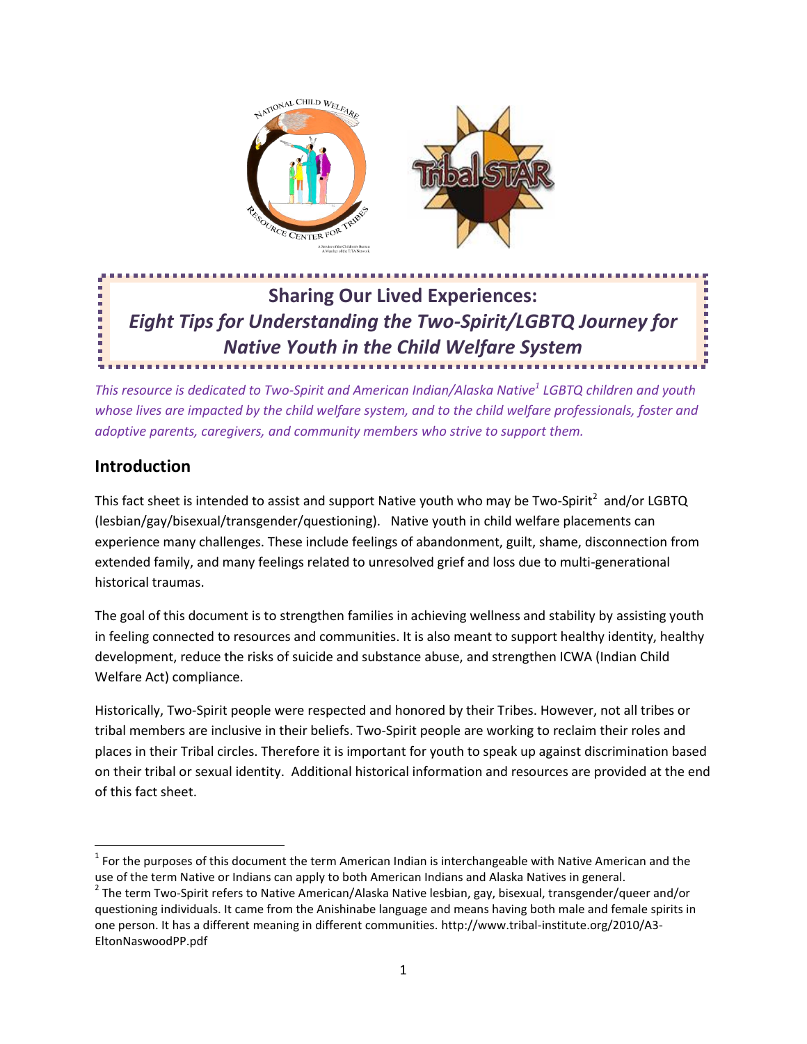# Sharing Our Lived Experiences: *Eight Tips for Understanding the Two-Spirit/LGBTQ Journey for Native Youth in the Child Welfare System*

*This resource is dedicated to Two-Spirit and American Indian/Alaska Native[1] LGBTQ children and youth whose lives are impacted by the child welfare system, and to the child welfare professionals, foster and adoptive parents, caregivers, and community members who strive to support them.*

## Introduction

This fact sheet is intended to assist and support Native youth who may be Two-Spirit[2] and/or LGBTQ (lesbian/gay/bisexual/transgender/questioning). Native youth in child welfare placements can experience many challenges. These include feelings of abandonment, guilt, shame, disconnection from extended family, and many feelings related to unresolved grief and loss due to multi-generational historical traumas.

The goal of this document is to strengthen families in achieving wellness and stability by assisting youth in feeling connected to resources and communities. It is also meant to support healthy identity, healthy development, reduce the risks of suicide and substance abuse, and strengthen ICWA (Indian Child Welfare Act) compliance.

Historically, Two-Spirit people were respected and honored by their Tribes. However, not all tribes or tribal members are inclusive in their beliefs. Two-Spirit people are working to reclaim their roles and places in their Tribal circles. Therefore it is important for youth to speak up against discrimination based on their tribal or sexual identity. Additional historical information and resources are provided at the end of this fact sheet.

---

[1] For the purposes of this document the term American Indian is interchangeable with Native American and the use of the term Native or Indians can apply to both American Indians and Alaska Natives in general.

[2] The term Two-Spirit refers to Native American/Alaska Native lesbian, gay, bisexual, transgender/queer and/or questioning individuals. It came from the Anishinabe language and means having both male and female spirits in one person. It has a different meaning in different communities. http://www.tribal-institute.org/2010/A3-EltonNaswoodPP.pdf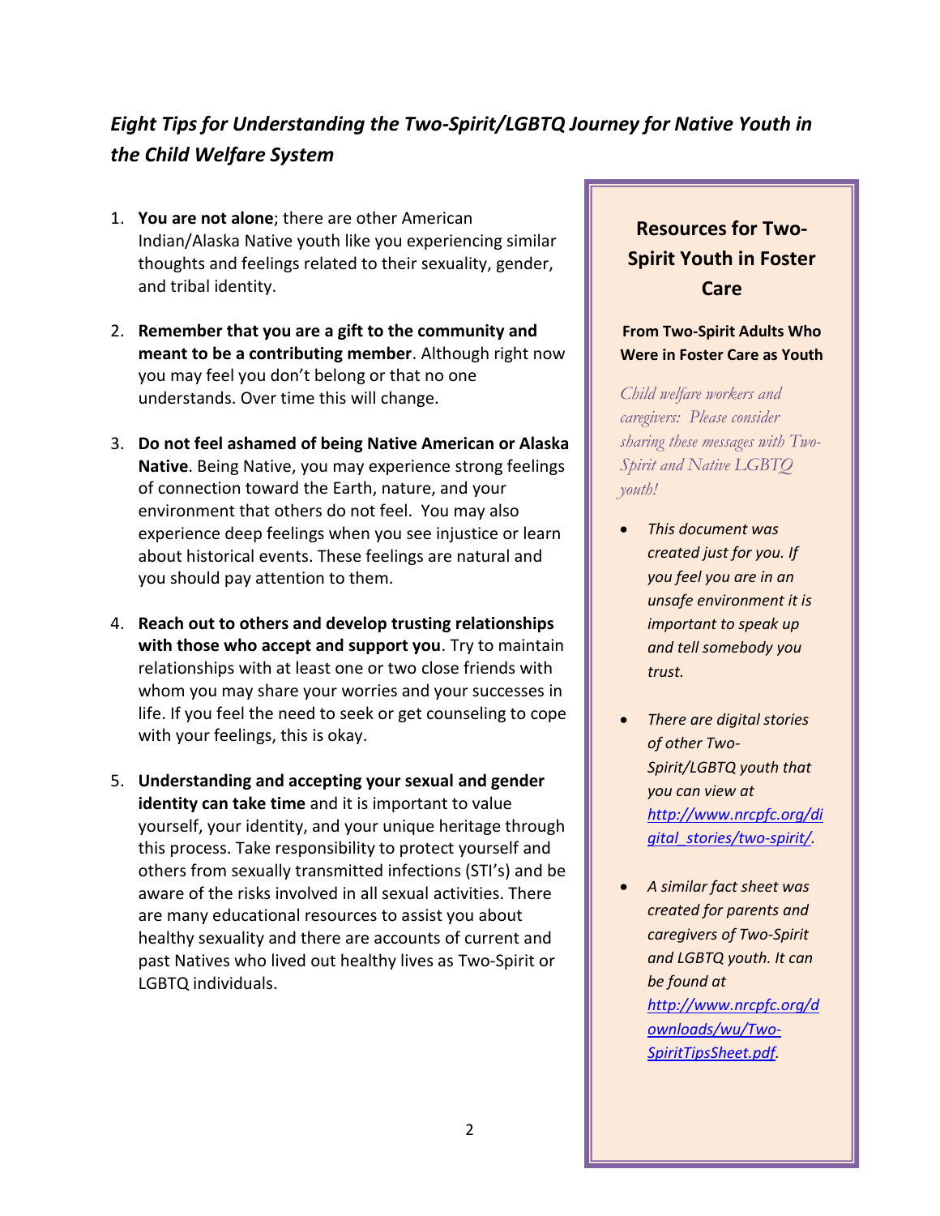## *Eight Tips for Understanding the Two-Spirit/LGBTQ Journey for Native Youth in the Child Welfare System*

1. **You are not alone**; there are other American Indian/Alaska Native youth like you experiencing similar thoughts and feelings related to their sexuality, gender, and tribal identity.

2. **Remember that you are a gift to the community and meant to be a contributing member**. Although right now you may feel you don't belong or that no one understands. Over time this will change.

3. **Do not feel ashamed of being Native American or Alaska Native**. Being Native, you may experience strong feelings of connection toward the Earth, nature, and your environment that others do not feel. You may also experience deep feelings when you see injustice or learn about historical events. These feelings are natural and you should pay attention to them.

4. **Reach out to others and develop trusting relationships with those who accept and support you**. Try to maintain relationships with at least one or two close friends with whom you may share your worries and your successes in life. If you feel the need to seek or get counseling to cope with your feelings, this is okay.

5. **Understanding and accepting your sexual and gender identity can take time** and it is important to value yourself, your identity, and your unique heritage through this process. Take responsibility to protect yourself and others from sexually transmitted infections (STI's) and be aware of the risks involved in all sexual activities. There are many educational resources to assist you about healthy sexuality and there are accounts of current and past Natives who lived out healthy lives as Two-Spirit or LGBTQ individuals.

### Resources for Two-Spirit Youth in Foster Care

**From Two-Spirit Adults Who Were in Foster Care as Youth**

*Child welfare workers and caregivers: Please consider sharing these messages with Two-Spirit and Native LGBTQ youth!*

- *This document was created just for you. If you feel you are in an unsafe environment it is important to speak up and tell somebody you trust.*
- *There are digital stories of other Two-Spirit/LGBTQ youth that you can view at http://www.nrcpfc.org/digital_stories/two-spirit/.*
- *A similar fact sheet was created for parents and caregivers of Two-Spirit and LGBTQ youth. It can be found at http://www.nrcpfc.org/downloads/wu/Two-SpiritTipsSheet.pdf.*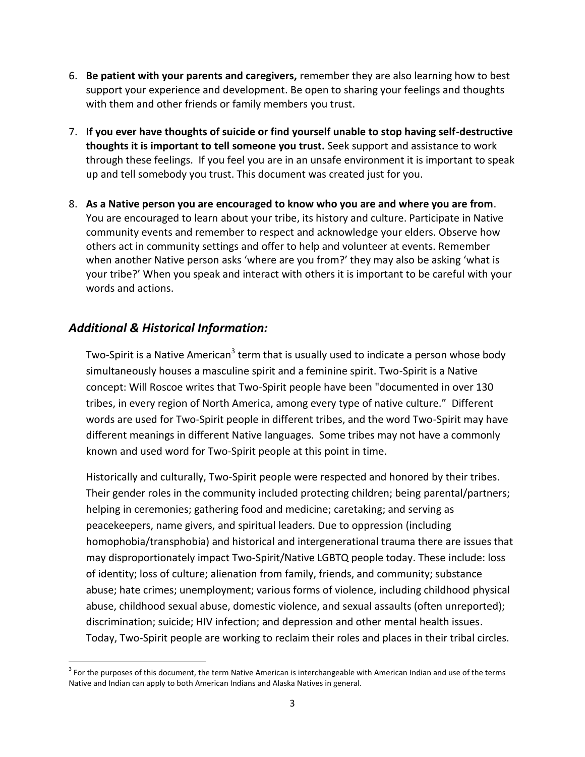6. **Be patient with your parents and caregivers,** remember they are also learning how to best support your experience and development. Be open to sharing your feelings and thoughts with them and other friends or family members you trust.

7. **If you ever have thoughts of suicide or find yourself unable to stop having self-destructive thoughts it is important to tell someone you trust.** Seek support and assistance to work through these feelings. If you feel you are in an unsafe environment it is important to speak up and tell somebody you trust. This document was created just for you.

8. **As a Native person you are encouraged to know who you are and where you are from**. You are encouraged to learn about your tribe, its history and culture. Participate in Native community events and remember to respect and acknowledge your elders. Observe how others act in community settings and offer to help and volunteer at events. Remember when another Native person asks 'where are you from?' they may also be asking 'what is your tribe?' When you speak and interact with others it is important to be careful with your words and actions.

## *Additional & Historical Information:*

Two-Spirit is a Native American[3] term that is usually used to indicate a person whose body simultaneously houses a masculine spirit and a feminine spirit. Two-Spirit is a Native concept: Will Roscoe writes that Two-Spirit people have been "documented in over 130 tribes, in every region of North America, among every type of native culture." Different words are used for Two-Spirit people in different tribes, and the word Two-Spirit may have different meanings in different Native languages. Some tribes may not have a commonly known and used word for Two-Spirit people at this point in time.

Historically and culturally, Two-Spirit people were respected and honored by their tribes. Their gender roles in the community included protecting children; being parental/partners; helping in ceremonies; gathering food and medicine; caretaking; and serving as peacekeepers, name givers, and spiritual leaders. Due to oppression (including homophobia/transphobia) and historical and intergenerational trauma there are issues that may disproportionately impact Two-Spirit/Native LGBTQ people today. These include: loss of identity; loss of culture; alienation from family, friends, and community; substance abuse; hate crimes; unemployment; various forms of violence, including childhood physical abuse, childhood sexual abuse, domestic violence, and sexual assaults (often unreported); discrimination; suicide; HIV infection; and depression and other mental health issues. Today, Two-Spirit people are working to reclaim their roles and places in their tribal circles.

[3] For the purposes of this document, the term Native American is interchangeable with American Indian and use of the terms Native and Indian can apply to both American Indians and Alaska Natives in general.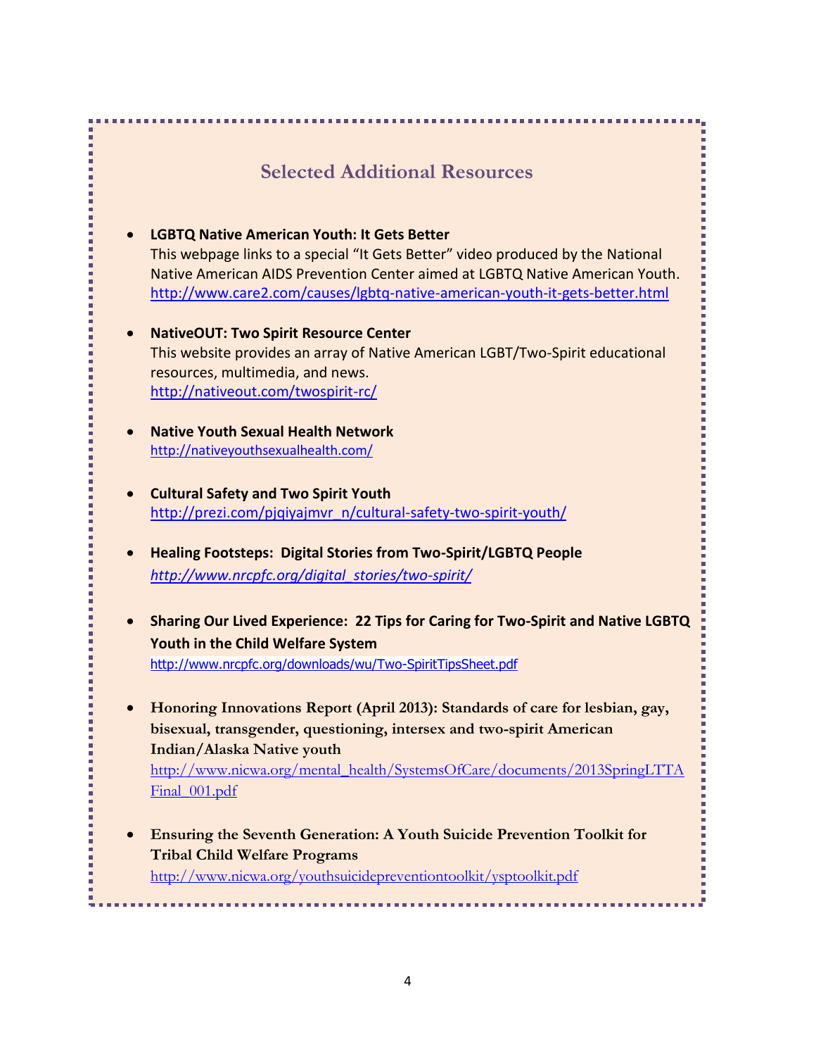## Selected Additional Resources

- **LGBTQ Native American Youth: It Gets Better**
  This webpage links to a special "It Gets Better" video produced by the National Native American AIDS Prevention Center aimed at LGBTQ Native American Youth.
  http://www.care2.com/causes/lgbtq-native-american-youth-it-gets-better.html

- **NativeOUT: Two Spirit Resource Center**
  This website provides an array of Native American LGBT/Two-Spirit educational resources, multimedia, and news.
  http://nativeout.com/twospirit-rc/

- **Native Youth Sexual Health Network**
  http://nativeyouthsexualhealth.com/

- **Cultural Safety and Two Spirit Youth**
  http://prezi.com/pjqiyajmvr_n/cultural-safety-two-spirit-youth/

- **Healing Footsteps: Digital Stories from Two-Spirit/LGBTQ People**
  *http://www.nrcpfc.org/digital_stories/two-spirit/*

- **Sharing Our Lived Experience: 22 Tips for Caring for Two-Spirit and Native LGBTQ Youth in the Child Welfare System**
  http://www.nrcpfc.org/downloads/wu/Two-SpiritTipsSheet.pdf

- **Honoring Innovations Report (April 2013): Standards of care for lesbian, gay, bisexual, transgender, questioning, intersex and two-spirit American Indian/Alaska Native youth**
  http://www.nicwa.org/mental_health/SystemsOfCare/documents/2013SpringLTTAFinal_001.pdf

- **Ensuring the Seventh Generation: A Youth Suicide Prevention Toolkit for Tribal Child Welfare Programs**
  http://www.nicwa.org/youthsuicidepreventiontoolkit/ysptoolkit.pdf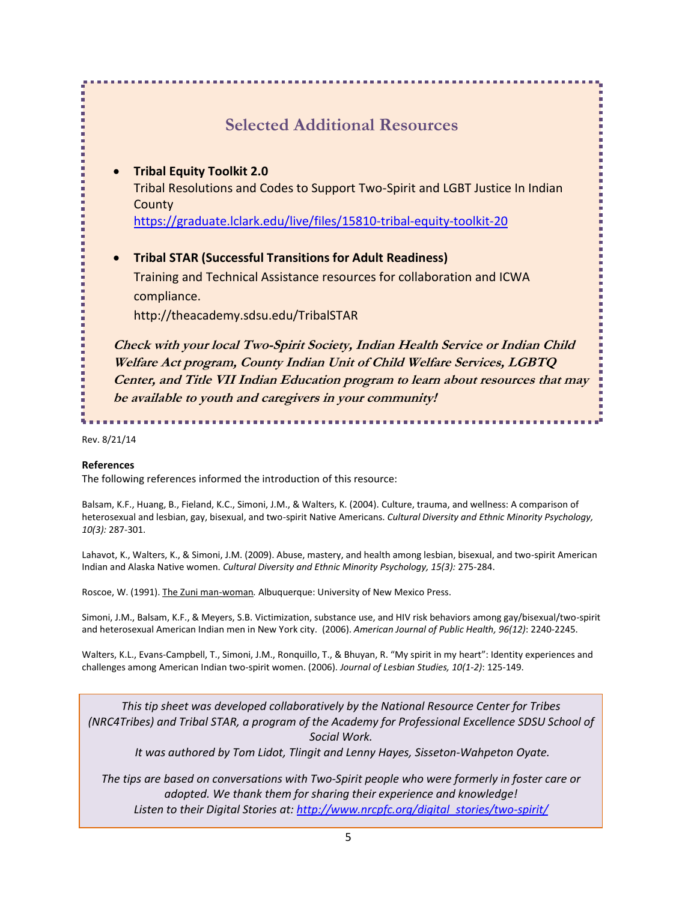## Selected Additional Resources

- **Tribal Equity Toolkit 2.0**
  Tribal Resolutions and Codes to Support Two-Spirit and LGBT Justice In Indian County
  https://graduate.lclark.edu/live/files/15810-tribal-equity-toolkit-20

- **Tribal STAR (Successful Transitions for Adult Readiness)**
  Training and Technical Assistance resources for collaboration and ICWA compliance.
  http://theacademy.sdsu.edu/TribalSTAR

***Check with your local Two-Spirit Society, Indian Health Service or Indian Child Welfare Act program, County Indian Unit of Child Welfare Services, LGBTQ Center, and Title VII Indian Education program to learn about resources that may be available to youth and caregivers in your community!***

Rev. 8/21/14

**References**

The following references informed the introduction of this resource:

Balsam, K.F., Huang, B., Fieland, K.C., Simoni, J.M., & Walters, K. (2004). Culture, trauma, and wellness: A comparison of heterosexual and lesbian, gay, bisexual, and two-spirit Native Americans. *Cultural Diversity and Ethnic Minority Psychology, 10(3):* 287-301.

Lahavot, K., Walters, K., & Simoni, J.M. (2009). Abuse, mastery, and health among lesbian, bisexual, and two-spirit American Indian and Alaska Native women. *Cultural Diversity and Ethnic Minority Psychology, 15(3):* 275-284.

Roscoe, W. (1991). The Zuni man-woman*.* Albuquerque: University of New Mexico Press.

Simoni, J.M., Balsam, K.F., & Meyers, S.B. Victimization, substance use, and HIV risk behaviors among gay/bisexual/two-spirit and heterosexual American Indian men in New York city. (2006). *American Journal of Public Health, 96(12)*: 2240-2245.

Walters, K.L., Evans-Campbell, T., Simoni, J.M., Ronquillo, T., & Bhuyan, R. "My spirit in my heart": Identity experiences and challenges among American Indian two-spirit women. (2006). *Journal of Lesbian Studies, 10(1-2)*: 125-149.

*This tip sheet was developed collaboratively by the National Resource Center for Tribes (NRC4Tribes) and Tribal STAR, a program of the Academy for Professional Excellence SDSU School of Social Work.*
*It was authored by Tom Lidot, Tlingit and Lenny Hayes, Sisseton-Wahpeton Oyate.*

*The tips are based on conversations with Two-Spirit people who were formerly in foster care or adopted. We thank them for sharing their experience and knowledge!*
*Listen to their Digital Stories at: http://www.nrcpfc.org/digital_stories/two-spirit/*